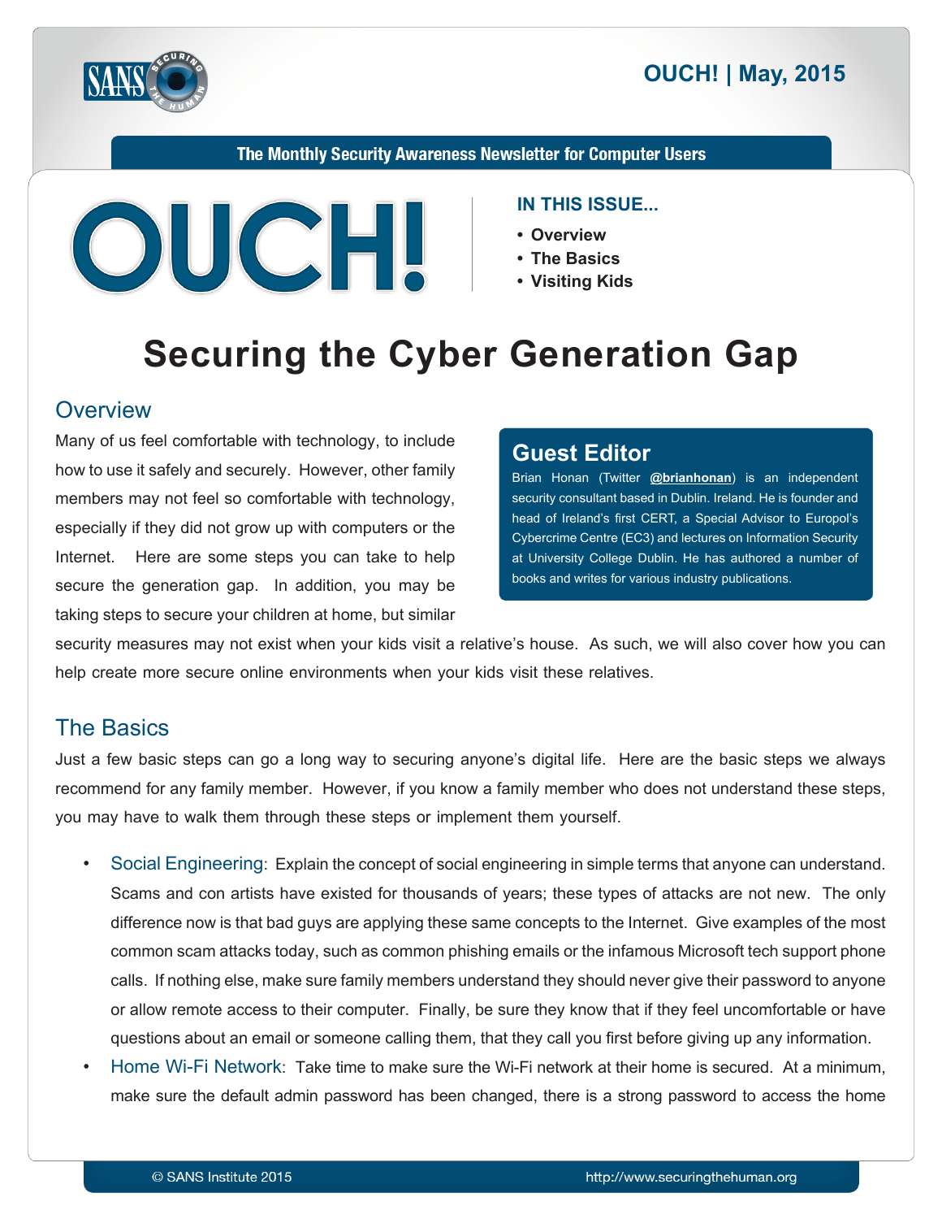OUCH! | May, 2015

The Monthly Security Awareness Newsletter for Computer Users

# OUCH!

**IN THIS ISSUE...**

- **Overview**
- **The Basics**
- **Visiting Kids**

# Securing the Cyber Generation Gap

## Overview

Many of us feel comfortable with technology, to include how to use it safely and securely. However, other family members may not feel so comfortable with technology, especially if they did not grow up with computers or the Internet. Here are some steps you can take to help secure the generation gap. In addition, you may be taking steps to secure your children at home, but similar security measures may not exist when your kids visit a relative's house. As such, we will also cover how you can help create more secure online environments when your kids visit these relatives.

### Guest Editor

Brian Honan (Twitter **@brianhonan**) is an independent security consultant based in Dublin. Ireland. He is founder and head of Ireland's first CERT, a Special Advisor to Europol's Cybercrime Centre (EC3) and lectures on Information Security at University College Dublin. He has authored a number of books and writes for various industry publications.

## The Basics

Just a few basic steps can go a long way to securing anyone's digital life. Here are the basic steps we always recommend for any family member. However, if you know a family member who does not understand these steps, you may have to walk them through these steps or implement them yourself.

- Social Engineering: Explain the concept of social engineering in simple terms that anyone can understand. Scams and con artists have existed for thousands of years; these types of attacks are not new. The only difference now is that bad guys are applying these same concepts to the Internet. Give examples of the most common scam attacks today, such as common phishing emails or the infamous Microsoft tech support phone calls. If nothing else, make sure family members understand they should never give their password to anyone or allow remote access to their computer. Finally, be sure they know that if they feel uncomfortable or have questions about an email or someone calling them, that they call you first before giving up any information.
- Home Wi-Fi Network: Take time to make sure the Wi-Fi network at their home is secured. At a minimum, make sure the default admin password has been changed, there is a strong password to access the home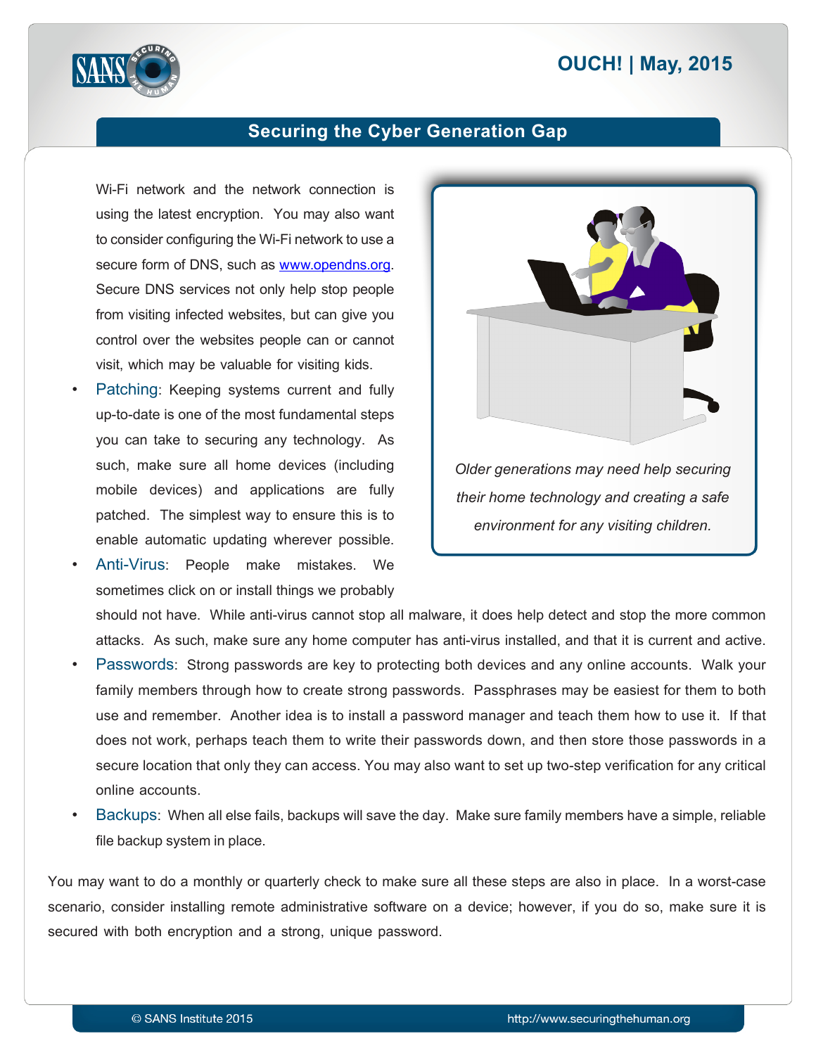Wi-Fi network and the network connection is using the latest encryption. You may also want to consider configuring the Wi-Fi network to use a secure form of DNS, such as [www.opendns.org](http://www.opendns.org). Secure DNS services not only help stop people from visiting infected websites, but can give you control over the websites people can or cannot visit, which may be valuable for visiting kids.

- Patching: Keeping systems current and fully up-to-date is one of the most fundamental steps you can take to securing any technology. As such, make sure all home devices (including mobile devices) and applications are fully patched. The simplest way to ensure this is to enable automatic updating wherever possible.
- Anti-Virus: People make mistakes. We sometimes click on or install things we probably should not have. While anti-virus cannot stop all malware, it does help detect and stop the more common attacks. As such, make sure any home computer has anti-virus installed, and that it is current and active.
- Passwords: Strong passwords are key to protecting both devices and any online accounts. Walk your family members through how to create strong passwords. Passphrases may be easiest for them to both use and remember. Another idea is to install a password manager and teach them how to use it. If that does not work, perhaps teach them to write their passwords down, and then store those passwords in a secure location that only they can access. You may also want to set up two-step verification for any critical online accounts.
- Backups: When all else fails, backups will save the day. Make sure family members have a simple, reliable file backup system in place.

*Older generations may need help securing their home technology and creating a safe environment for any visiting children.*

You may want to do a monthly or quarterly check to make sure all these steps are also in place. In a worst-case scenario, consider installing remote administrative software on a device; however, if you do so, make sure it is secured with both encryption and a strong, unique password.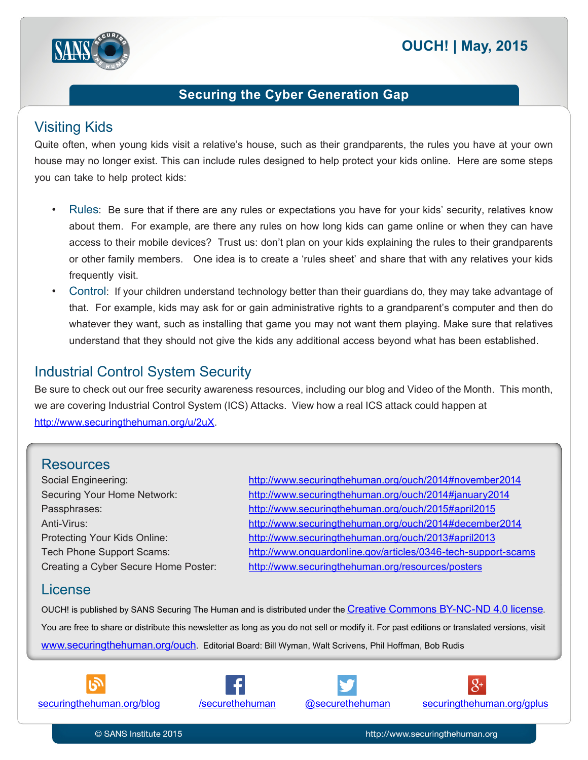## Visiting Kids

Quite often, when young kids visit a relative's house, such as their grandparents, the rules you have at your own house may no longer exist. This can include rules designed to help protect your kids online. Here are some steps you can take to help protect kids:

- Rules: Be sure that if there are any rules or expectations you have for your kids' security, relatives know about them. For example, are there any rules on how long kids can game online or when they can have access to their mobile devices? Trust us: don't plan on your kids explaining the rules to their grandparents or other family members. One idea is to create a 'rules sheet' and share that with any relatives your kids frequently visit.
- Control: If your children understand technology better than their guardians do, they may take advantage of that. For example, kids may ask for or gain administrative rights to a grandparent's computer and then do whatever they want, such as installing that game you may not want them playing. Make sure that relatives understand that they should not give the kids any additional access beyond what has been established.

## Industrial Control System Security

Be sure to check out our free security awareness resources, including our blog and Video of the Month. This month, we are covering Industrial Control System (ICS) Attacks. View how a real ICS attack could happen at http://www.securingthehuman.org/u/2uX.

## Resources

| | |
|---|---|
| Social Engineering: | http://www.securingthehuman.org/ouch/2014#november2014 |
| Securing Your Home Network: | http://www.securingthehuman.org/ouch/2014#january2014 |
| Passphrases: | http://www.securingthehuman.org/ouch/2015#april2015 |
| Anti-Virus: | http://www.securingthehuman.org/ouch/2014#december2014 |
| Protecting Your Kids Online: | http://www.securingthehuman.org/ouch/2013#april2013 |
| Tech Phone Support Scams: | http://www.onguardonline.gov/articles/0346-tech-support-scams |
| Creating a Cyber Secure Home Poster: | http://www.securingthehuman.org/resources/posters |

## License

OUCH! is published by SANS Securing The Human and is distributed under the Creative Commons BY-NC-ND 4.0 license. You are free to share or distribute this newsletter as long as you do not sell or modify it. For past editions or translated versions, visit www.securingthehuman.org/ouch. Editorial Board: Bill Wyman, Walt Scrivens, Phil Hoffman, Bob Rudis

securingthehuman.org/blog | /securethehuman | @securethehuman | securingthehuman.org/gplus